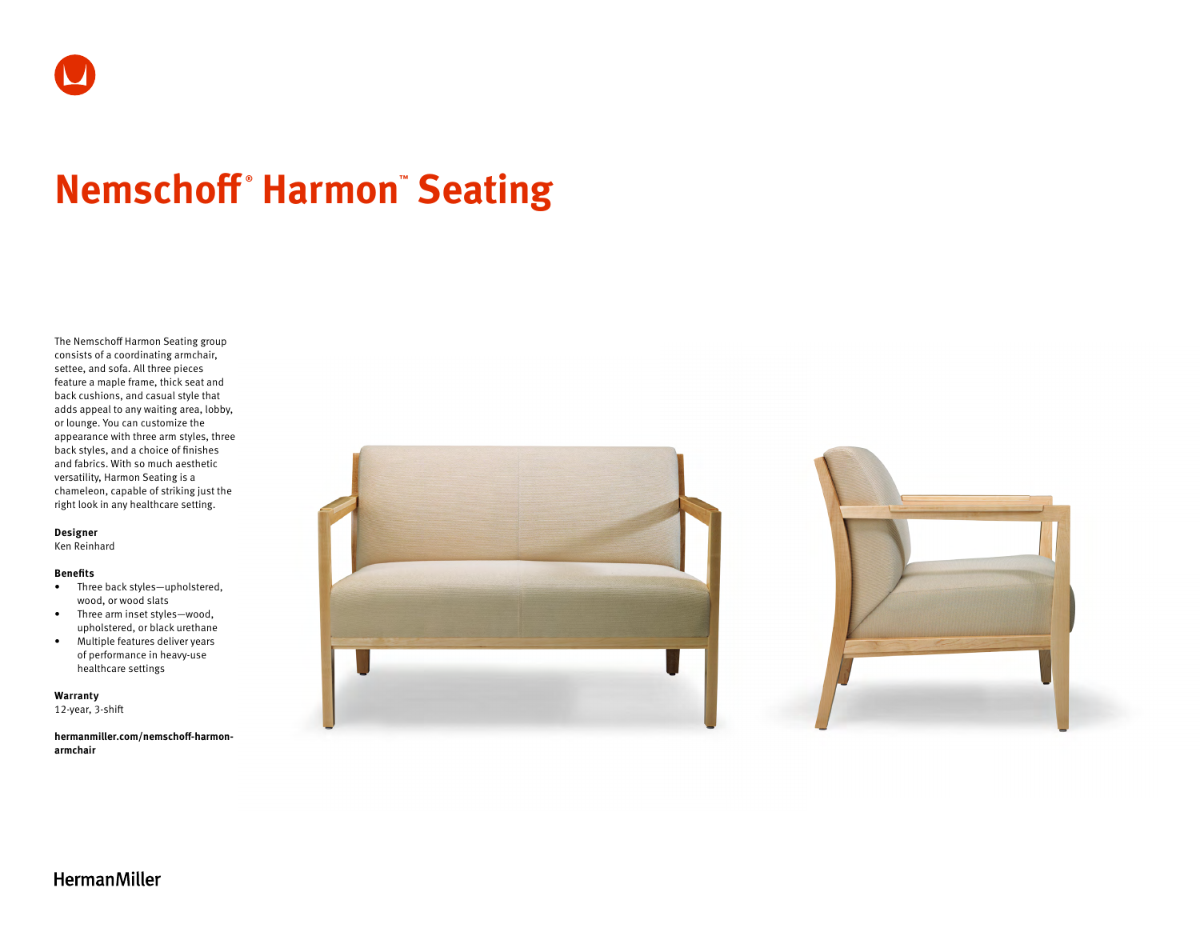# Nemschoff® Harmon™ Seating

The Nemschoff Harmon Seating group consists of a coordinating armchair, settee, and sofa. All three pieces feature a maple frame, thick seat and back cushions, and casual style that adds appeal to any waiting area, lobby, or lounge. You can customize the appearance with three arm styles, three back styles, and a choice of finishes and fabrics. With so much aesthetic versatility, Harmon Seating is a chameleon, capable of striking just the right look in any healthcare setting.

**Designer**
Ken Reinhard

**Benefits**

- Three back styles—upholstered, wood, or wood slats
- Three arm inset styles—wood, upholstered, or black urethane
- Multiple features deliver years of performance in heavy-use healthcare settings

**Warranty**
12-year, 3-shift

**hermanmiller.com/nemschoff-harmon-armchair**

HermanMiller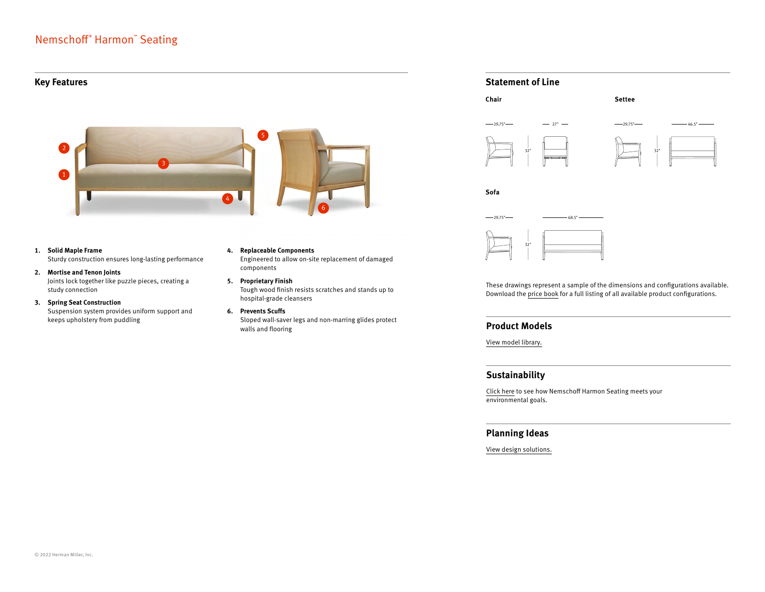# Nemschoff® Harmon™ Seating

## Key Features

1. **Solid Maple Frame**
   Sturdy construction ensures long-lasting performance
2. **Mortise and Tenon Joints**
   Joints lock together like puzzle pieces, creating a study connection
3. **Spring Seat Construction**
   Suspension system provides uniform support and keeps upholstery from puddling
4. **Replaceable Components**
   Engineered to allow on-site replacement of damaged components
5. **Proprietary Finish**
   Tough wood finish resists scratches and stands up to hospital-grade cleansers
6. **Prevents Scuffs**
   Sloped wall-saver legs and non-marring glides protect walls and flooring

## Statement of Line

### Chair

29.75"
27"
32"

### Settee

29.75"
46.5"
32"

### Sofa

29.75"
68.5"
32"

These drawings represent a sample of the dimensions and configurations available. Download the price book for a full listing of all available product configurations.

## Product Models

View model library.

## Sustainability

Click here to see how Nemschoff Harmon Seating meets your environmental goals.

## Planning Ideas

View design solutions.

© 2022 Herman Miller, Inc.